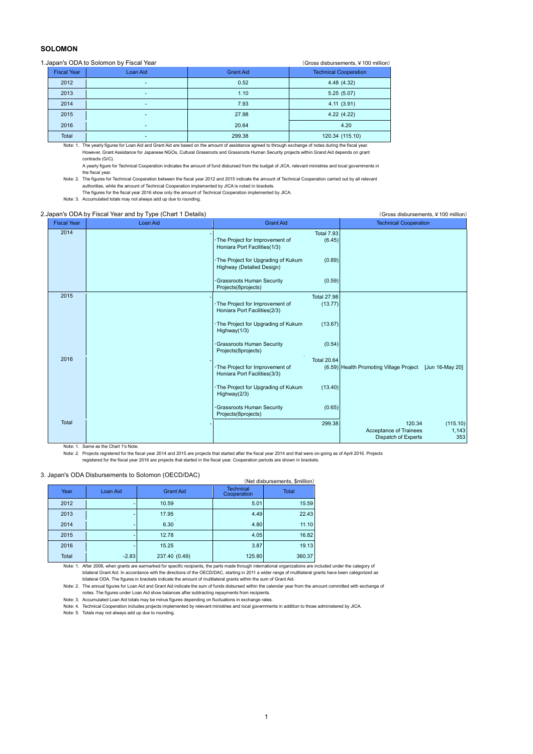## SOLOMON

1.Japan's ODA to Solomon by Fiscal Year

(Gross disbursements, ¥100 million)

| Fiscal Year | Loan Aid | Grant Aid | Technical Cooperation |
|---|---|---|---|
| 2012 | - | 0.52 | 4.48 (4.32) |
| 2013 | - | 1.10 | 5.25 (5.07) |
| 2014 | - | 7.93 | 4.11 (3.91) |
| 2015 | - | 27.98 | 4.22 (4.22) |
| 2016 | - | 20.64 | 4.20 |
| Total | - | 299.38 | 120.34 (115.10) |

Note: 1. The yearly figures for Loan Aid and Grant Aid are based on the amount of assistance agreed to through exchange of notes during the fiscal year. However, Grant Assistance for Japanese NGOs, Cultural Grassroots and Grassroots Human Security projects within Grand Aid depends on grant contracts (G/C).
A yearly figure for Technical Cooperation indicates the amount of fund disbursed from the budget of JICA, relevant ministries and local governments in the fiscal year.

Note: 2. The figures for Technical Cooperation between the fiscal year 2012 and 2015 indicate the amount of Technical Cooperation carried out by all relevant authorities, while the amount of Technical Cooperation implemented by JICA is noted in brackets.
The figures for the fiscal year 2016 show only the amount of Technical Cooperation implemented by JICA.

Note: 3. Accumulated totals may not always add up due to rounding.

2.Japan's ODA by Fiscal Year and by Type (Chart 1 Details)

(Gross disbursements, ¥100 million)

| Fiscal Year | Loan Aid | Grant Aid | Technical Cooperation |
|---|---|---|---|
| 2014 | - | Total 7.93<br>·The Project for Improvement of Honiara Port Facilities(1/3) (6.45)<br>·The Project for Upgrading of Kukum Highway (Detailed Design) (0.89)<br>·Grassroots Human Security Projects(8projects) (0.59) | |
| 2015 | - | Total 27.98<br>·The Project for Improvement of Honiara Port Facilities(2/3) (13.77)<br>·The Project for Upgrading of Kukum Highway(1/3) (13.67)<br>·Grassroots Human Security Projects(8projects) (0.54) | |
| 2016 | - | Total 20.64<br>·The Project for Improvement of Honiara Port Facilities(3/3) (6.59)<br>·The Project for Upgrading of Kukum Highway(2/3) (13.40)<br>·Grassroots Human Security Projects(8projects) (0.65) | Health Promoting Village Project [Jun 16-May 20] |
| Total | - | 299.38 | 120.34 (115.10)<br>Acceptance of Trainees 1,143<br>Dispatch of Experts 353 |

Note: 1. Same as the Chart 1's Note.

Note: 2. Projects registered for the fiscal year 2014 and 2015 are projects that started after the fiscal year 2014 and that were on-going as of April 2016. Projects registered for the fiscal year 2016 are projects that started in the fiscal year. Cooperation periods are shown in brackets.

3. Japan's ODA Disbursements to Solomon (OECD/DAC)

(Net disbursements, $million)

| Year | Loan Aid | Grant Aid | Technical Cooperation | Total |
|---|---|---|---|---|
| 2012 | - | 10.59 | 5.01 | 15.59 |
| 2013 | - | 17.95 | 4.49 | 22.43 |
| 2014 | - | 6.30 | 4.80 | 11.10 |
| 2015 | - | 12.78 | 4.05 | 16.82 |
| 2016 | - | 15.25 | 3.87 | 19.13 |
| Total | -2.83 | 237.40 (0.49) | 125.80 | 360.37 |

Note: 1. After 2006, when grants are earmarked for specific recipients, the parts made through international organizations are included under the category of bilateral Grant Aid. In accordance with the directions of the OECD/DAC, starting in 2011 a wider range of multilateral grants have been categorized as bilateral ODA. The figures in brackets indicate the amount of multilateral grants within the sum of Grant Aid.

Note: 2. The annual figures for Loan Aid and Grant Aid indicate the sum of funds disbursed within the calendar year from the amount committed with exchange of notes. The figures under Loan Aid show balances after subtracting repayments from recipients.

Note: 3. Accumulated Loan Aid totals may be minus figures depending on fluctuations in exchange rates.

Note: 4. Technical Cooperation includes projects implemented by relevant ministries and local governments in addition to those administered by JICA.

Note: 5. Totals may not always add up due to rounding.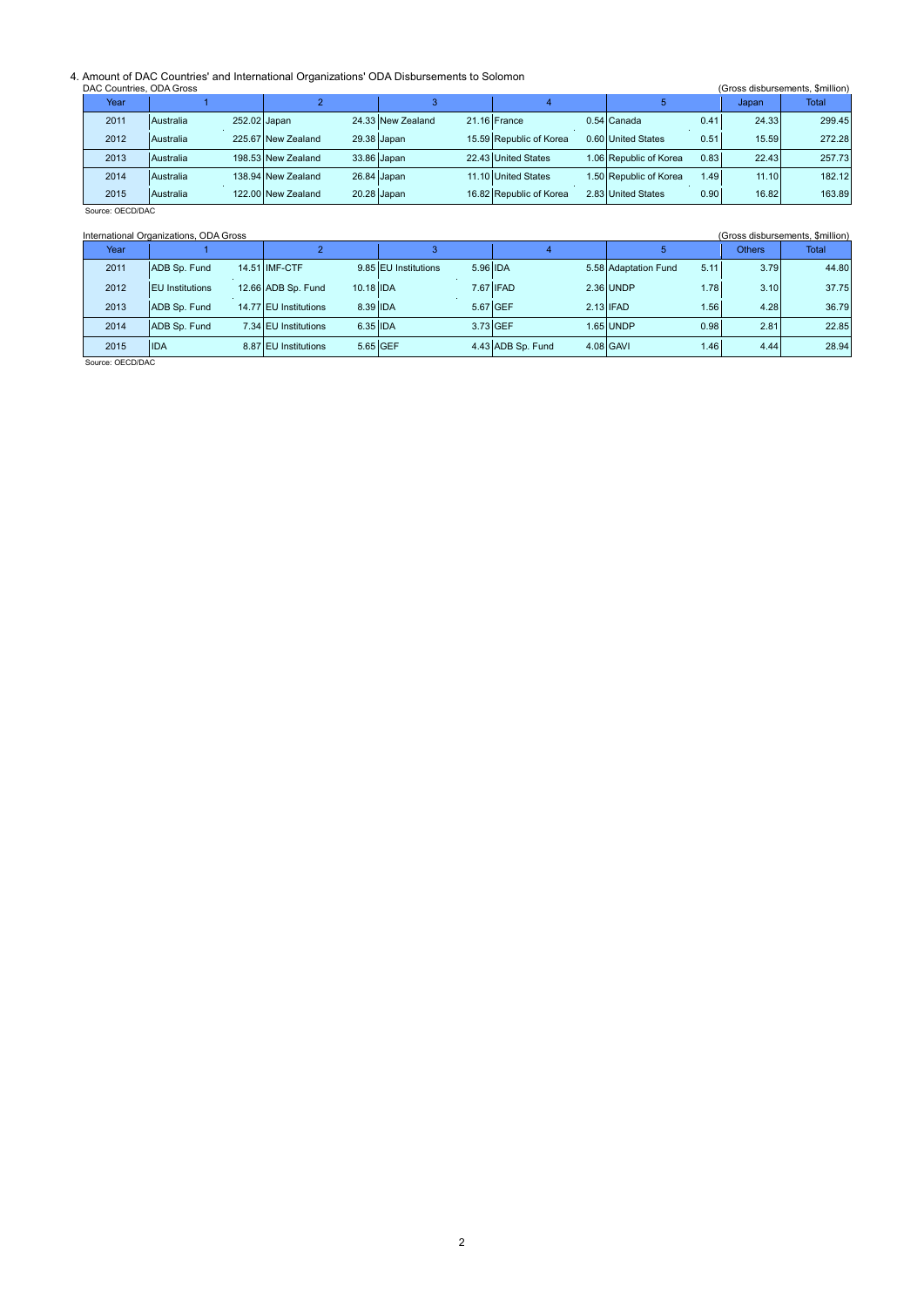4. Amount of DAC Countries' and International Organizations' ODA Disbursements to Solomon

DAC Countries, ODA Gross (Gross disbursements, $million)

| Year | 1 | | 2 | | 3 | | 4 | | 5 | | Japan | Total |
|---|---|---|---|---|---|---|---|---|---|---|---|---|
| 2011 | Australia | 252.02 | Japan | 24.33 | New Zealand | 21.16 | France | 0.54 | Canada | 0.41 | 24.33 | 299.45 |
| 2012 | Australia | 225.67 | New Zealand | 29.38 | Japan | 15.59 | Republic of Korea | 0.60 | United States | 0.51 | 15.59 | 272.28 |
| 2013 | Australia | 198.53 | New Zealand | 33.86 | Japan | 22.43 | United States | 1.06 | Republic of Korea | 0.83 | 22.43 | 257.73 |
| 2014 | Australia | 138.94 | New Zealand | 26.84 | Japan | 11.10 | United States | 1.50 | Republic of Korea | 1.49 | 11.10 | 182.12 |
| 2015 | Australia | 122.00 | New Zealand | 20.28 | Japan | 16.82 | Republic of Korea | 2.83 | United States | 0.90 | 16.82 | 163.89 |

Source: OECD/DAC

International Organizations, ODA Gross (Gross disbursements, $million)

| Year | 1 | | 2 | | 3 | | 4 | | 5 | | Others | Total |
|---|---|---|---|---|---|---|---|---|---|---|---|---|
| 2011 | ADB Sp. Fund | 14.51 | IMF-CTF | 9.85 | EU Institutions | 5.96 | IDA | 5.58 | Adaptation Fund | 5.11 | 3.79 | 44.80 |
| 2012 | EU Institutions | 12.66 | ADB Sp. Fund | 10.18 | IDA | 7.67 | IFAD | 2.36 | UNDP | 1.78 | 3.10 | 37.75 |
| 2013 | ADB Sp. Fund | 14.77 | EU Institutions | 8.39 | IDA | 5.67 | GEF | 2.13 | IFAD | 1.56 | 4.28 | 36.79 |
| 2014 | ADB Sp. Fund | 7.34 | EU Institutions | 6.35 | IDA | 3.73 | GEF | 1.65 | UNDP | 0.98 | 2.81 | 22.85 |
| 2015 | IDA | 8.87 | EU Institutions | 5.65 | GEF | 4.43 | ADB Sp. Fund | 4.08 | GAVI | 1.46 | 4.44 | 28.94 |

Source: OECD/DAC